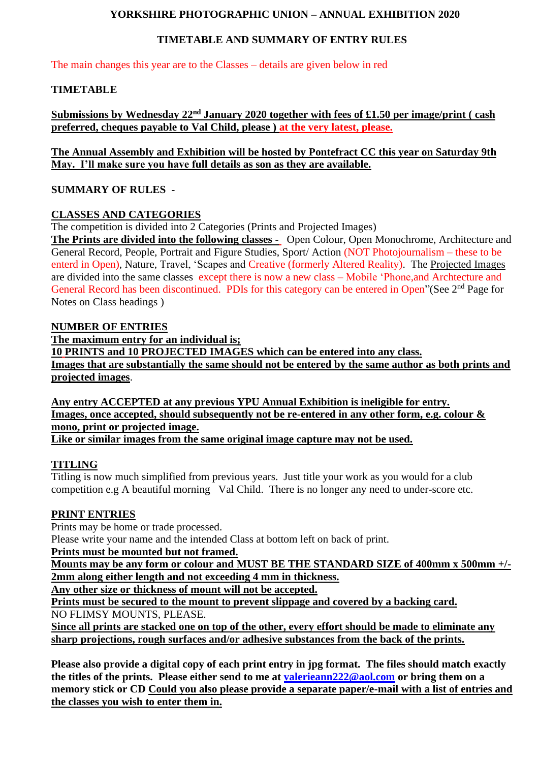# YORKSHIRE PHOTOGRAPHIC UNION – ANNUAL EXHIBITION 2020

## TIMETABLE AND SUMMARY OF ENTRY RULES

The main changes this year are to the Classes – details are given below in red

**TIMETABLE**

**Submissions by Wednesday 22nd January 2020 together with fees of £1.50 per image/print ( cash preferred, cheques payable to Val Child, please ) at the very latest, please.**

**The Annual Assembly and Exhibition will be hosted by Pontefract CC this year on Saturday 9th May. I'll make sure you have full details as son as they are available.**

**SUMMARY OF RULES -**

**CLASSES AND CATEGORIES**

The competition is divided into 2 Categories (Prints and Projected Images)

**The Prints are divided into the following classes -** Open Colour, Open Monochrome, Architecture and General Record, People, Portrait and Figure Studies, Sport/ Action (NOT Photojournalism – these to be enterd in Open), Nature, Travel, 'Scapes and Creative (formerly Altered Reality). The Projected Images are divided into the same classes except there is now a new class – Mobile 'Phone,and Archtecture and General Record has been discontinued. PDIs for this category can be entered in Open"(See 2nd Page for Notes on Class headings )

**NUMBER OF ENTRIES**

**The maximum entry for an individual is;**

**10 PRINTS and 10 PROJECTED IMAGES which can be entered into any class.**

**Images that are substantially the same should not be entered by the same author as both prints and projected images.**

**Any entry ACCEPTED at any previous YPU Annual Exhibition is ineligible for entry.**

**Images, once accepted, should subsequently not be re-entered in any other form, e.g. colour & mono, print or projected image.**

**Like or similar images from the same original image capture may not be used.**

**TITLING**

Titling is now much simplified from previous years. Just title your work as you would for a club competition e.g A beautiful morning Val Child. There is no longer any need to under-score etc.

**PRINT ENTRIES**

Prints may be home or trade processed.

Please write your name and the intended Class at bottom left on back of print.

**Prints must be mounted but not framed.**

**Mounts may be any form or colour and MUST BE THE STANDARD SIZE of 400mm x 500mm +/- 2mm along either length and not exceeding 4 mm in thickness.**

**Any other size or thickness of mount will not be accepted.**

**Prints must be secured to the mount to prevent slippage and covered by a backing card.**

NO FLIMSY MOUNTS, PLEASE.

**Since all prints are stacked one on top of the other, every effort should be made to eliminate any sharp projections, rough surfaces and/or adhesive substances from the back of the prints.**

**Please also provide a digital copy of each print entry in jpg format. The files should match exactly the titles of the prints. Please either send to me at valerieann222@aol.com or bring them on a memory stick or CD Could you also please provide a separate paper/e-mail with a list of entries and the classes you wish to enter them in.**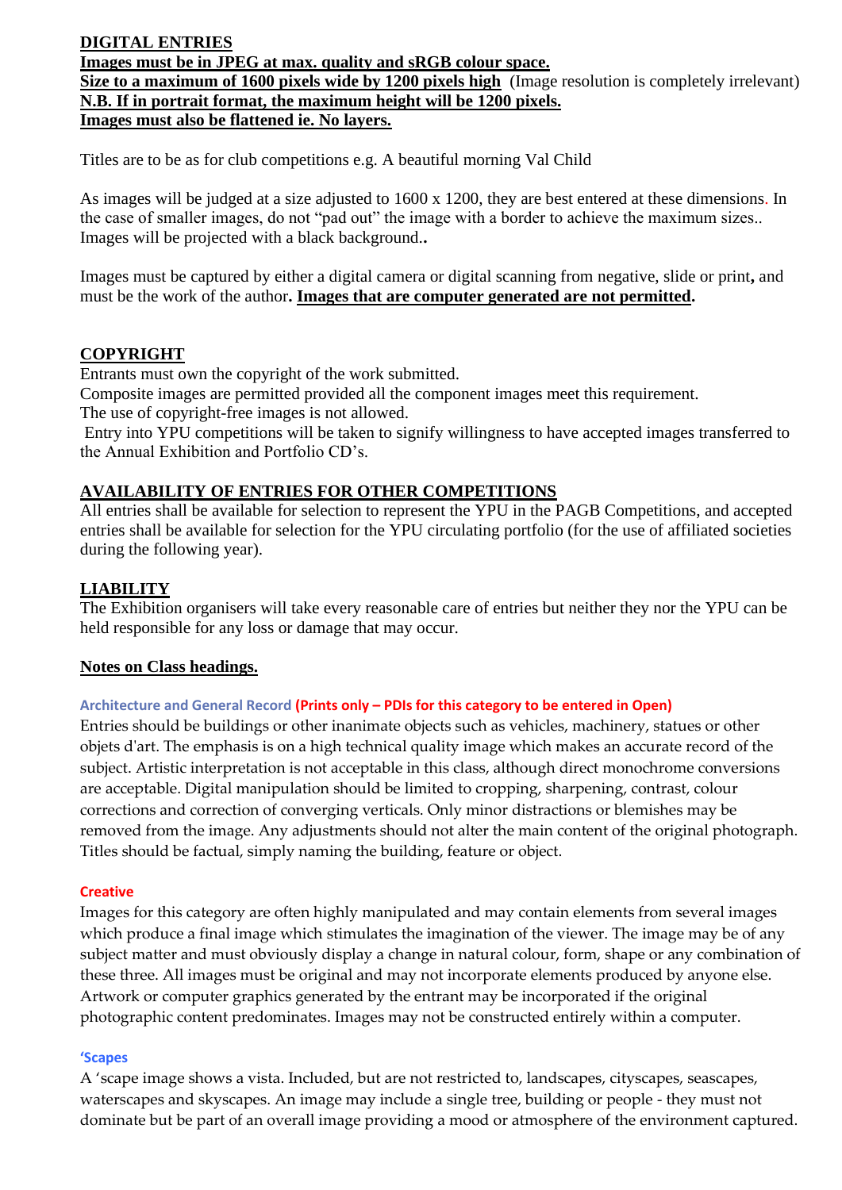## DIGITAL ENTRIES

**Images must be in JPEG at max. quality and sRGB colour space.**
**Size to a maximum of 1600 pixels wide by 1200 pixels high** (Image resolution is completely irrelevant)
**N.B. If in portrait format, the maximum height will be 1200 pixels.**
**Images must also be flattened ie. No layers.**

Titles are to be as for club competitions e.g. A beautiful morning Val Child

As images will be judged at a size adjusted to 1600 x 1200, they are best entered at these dimensions. In the case of smaller images, do not "pad out" the image with a border to achieve the maximum sizes.. Images will be projected with a black background.**.**

Images must be captured by either a digital camera or digital scanning from negative, slide or print**,** and must be the work of the author**. Images that are computer generated are not permitted.**

## COPYRIGHT

Entrants must own the copyright of the work submitted.
Composite images are permitted provided all the component images meet this requirement.
The use of copyright-free images is not allowed.
Entry into YPU competitions will be taken to signify willingness to have accepted images transferred to the Annual Exhibition and Portfolio CD's.

## AVAILABILITY OF ENTRIES FOR OTHER COMPETITIONS

All entries shall be available for selection to represent the YPU in the PAGB Competitions, and accepted entries shall be available for selection for the YPU circulating portfolio (for the use of affiliated societies during the following year).

## LIABILITY

The Exhibition organisers will take every reasonable care of entries but neither they nor the YPU can be held responsible for any loss or damage that may occur.

## Notes on Class headings.

### Architecture and General Record **(Prints only – PDIs for this category to be entered in Open)**

Entries should be buildings or other inanimate objects such as vehicles, machinery, statues or other objets d'art. The emphasis is on a high technical quality image which makes an accurate record of the subject. Artistic interpretation is not acceptable in this class, although direct monochrome conversions are acceptable. Digital manipulation should be limited to cropping, sharpening, contrast, colour corrections and correction of converging verticals. Only minor distractions or blemishes may be removed from the image. Any adjustments should not alter the main content of the original photograph. Titles should be factual, simply naming the building, feature or object.

### Creative

Images for this category are often highly manipulated and may contain elements from several images which produce a final image which stimulates the imagination of the viewer. The image may be of any subject matter and must obviously display a change in natural colour, form, shape or any combination of these three. All images must be original and may not incorporate elements produced by anyone else. Artwork or computer graphics generated by the entrant may be incorporated if the original photographic content predominates. Images may not be constructed entirely within a computer.

### 'Scapes

A 'scape image shows a vista. Included, but are not restricted to, landscapes, cityscapes, seascapes, waterscapes and skyscapes. An image may include a single tree, building or people - they must not dominate but be part of an overall image providing a mood or atmosphere of the environment captured.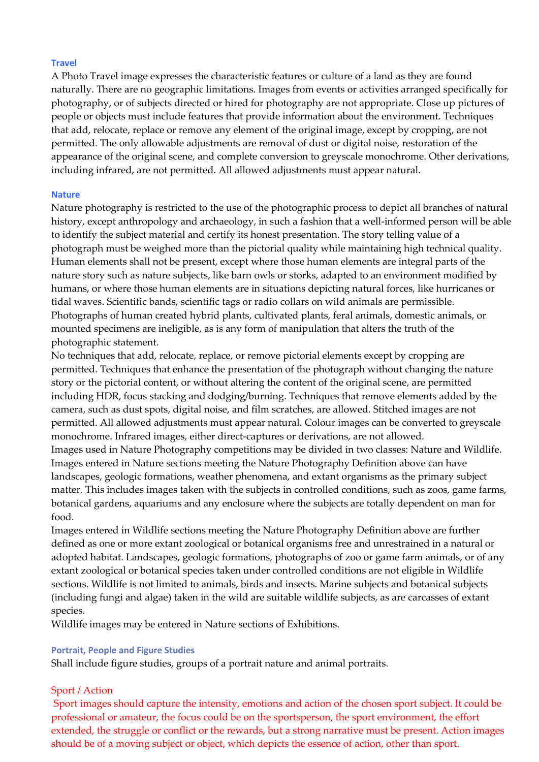### Travel

A Photo Travel image expresses the characteristic features or culture of a land as they are found naturally. There are no geographic limitations. Images from events or activities arranged specifically for photography, or of subjects directed or hired for photography are not appropriate. Close up pictures of people or objects must include features that provide information about the environment. Techniques that add, relocate, replace or remove any element of the original image, except by cropping, are not permitted. The only allowable adjustments are removal of dust or digital noise, restoration of the appearance of the original scene, and complete conversion to greyscale monochrome. Other derivations, including infrared, are not permitted. All allowed adjustments must appear natural.

### Nature

Nature photography is restricted to the use of the photographic process to depict all branches of natural history, except anthropology and archaeology, in such a fashion that a well-informed person will be able to identify the subject material and certify its honest presentation. The story telling value of a photograph must be weighed more than the pictorial quality while maintaining high technical quality. Human elements shall not be present, except where those human elements are integral parts of the nature story such as nature subjects, like barn owls or storks, adapted to an environment modified by humans, or where those human elements are in situations depicting natural forces, like hurricanes or tidal waves. Scientific bands, scientific tags or radio collars on wild animals are permissible. Photographs of human created hybrid plants, cultivated plants, feral animals, domestic animals, or mounted specimens are ineligible, as is any form of manipulation that alters the truth of the photographic statement.

No techniques that add, relocate, replace, or remove pictorial elements except by cropping are permitted. Techniques that enhance the presentation of the photograph without changing the nature story or the pictorial content, or without altering the content of the original scene, are permitted including HDR, focus stacking and dodging/burning. Techniques that remove elements added by the camera, such as dust spots, digital noise, and film scratches, are allowed. Stitched images are not permitted. All allowed adjustments must appear natural. Colour images can be converted to greyscale monochrome. Infrared images, either direct-captures or derivations, are not allowed.

Images used in Nature Photography competitions may be divided in two classes: Nature and Wildlife. Images entered in Nature sections meeting the Nature Photography Definition above can have landscapes, geologic formations, weather phenomena, and extant organisms as the primary subject matter. This includes images taken with the subjects in controlled conditions, such as zoos, game farms, botanical gardens, aquariums and any enclosure where the subjects are totally dependent on man for food.

Images entered in Wildlife sections meeting the Nature Photography Definition above are further defined as one or more extant zoological or botanical organisms free and unrestrained in a natural or adopted habitat. Landscapes, geologic formations, photographs of zoo or game farm animals, or of any extant zoological or botanical species taken under controlled conditions are not eligible in Wildlife sections. Wildlife is not limited to animals, birds and insects. Marine subjects and botanical subjects (including fungi and algae) taken in the wild are suitable wildlife subjects, as are carcasses of extant species.

Wildlife images may be entered in Nature sections of Exhibitions.

### Portrait, People and Figure Studies

Shall include figure studies, groups of a portrait nature and animal portraits.

### Sport / Action

Sport images should capture the intensity, emotions and action of the chosen sport subject. It could be professional or amateur, the focus could be on the sportsperson, the sport environment, the effort extended, the struggle or conflict or the rewards, but a strong narrative must be present. Action images should be of a moving subject or object, which depicts the essence of action, other than sport.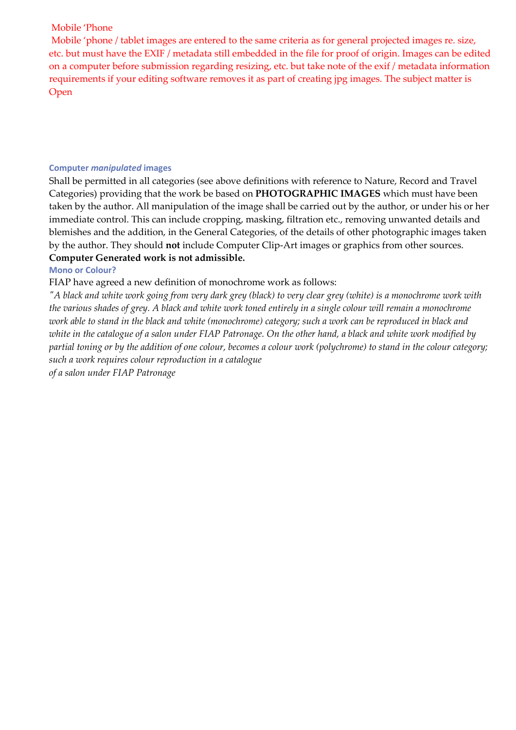### Mobile 'Phone

Mobile 'phone / tablet images are entered to the same criteria as for general projected images re. size, etc. but must have the EXIF / metadata still embedded in the file for proof of origin. Images can be edited on a computer before submission regarding resizing, etc. but take note of the exif / metadata information requirements if your editing software removes it as part of creating jpg images. The subject matter is Open

### Computer *manipulated* images

Shall be permitted in all categories (see above definitions with reference to Nature, Record and Travel Categories) providing that the work be based on **PHOTOGRAPHIC IMAGES** which must have been taken by the author. All manipulation of the image shall be carried out by the author, or under his or her immediate control. This can include cropping, masking, filtration etc., removing unwanted details and blemishes and the addition, in the General Categories, of the details of other photographic images taken by the author. They should **not** include Computer Clip-Art images or graphics from other sources.

**Computer Generated work is not admissible.**

### Mono or Colour?

FIAP have agreed a new definition of monochrome work as follows:

*"A black and white work going from very dark grey (black) to very clear grey (white) is a monochrome work with the various shades of grey. A black and white work toned entirely in a single colour will remain a monochrome work able to stand in the black and white (monochrome) category; such a work can be reproduced in black and white in the catalogue of a salon under FIAP Patronage. On the other hand, a black and white work modified by partial toning or by the addition of one colour, becomes a colour work (polychrome) to stand in the colour category; such a work requires colour reproduction in a catalogue of a salon under FIAP Patronage*